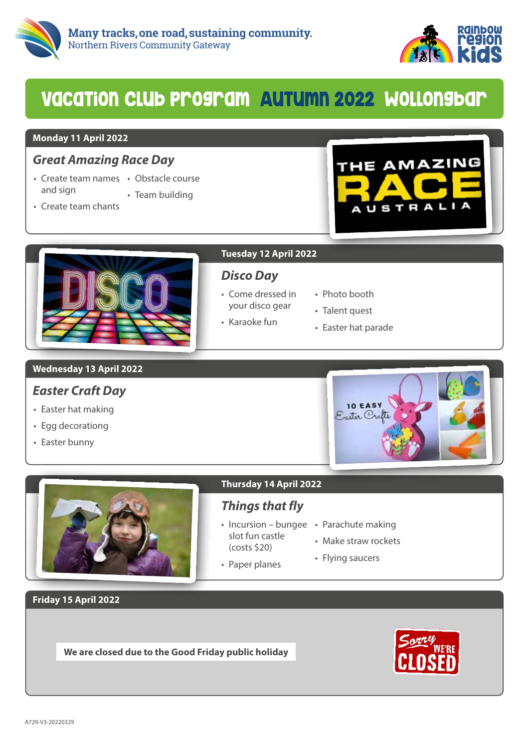Many tracks, one road, sustaining community.
Northern Rivers Community Gateway

Rainbow Region Kids

# Vacation Club Program Autumn 2022 Wollongbar

## Monday 11 April 2022

### *Great Amazing Race Day*

- Create team names and sign
- Create team chants
- Obstacle course
- Team building

## Tuesday 12 April 2022

### *Disco Day*

- Come dressed in your disco gear
- Karaoke fun
- Photo booth
- Talent quest
- Easter hat parade

## Wednesday 13 April 2022

### *Easter Craft Day*

- Easter hat making
- Egg decorationg
- Easter bunny

## Thursday 14 April 2022

### *Things that fly*

- Incursion – bungee slot fun castle (costs $20)
- Paper planes
- Parachute making
- Make straw rockets
- Flying saucers

## Friday 15 April 2022

**We are closed due to the Good Friday public holiday**

A729-V3-20220329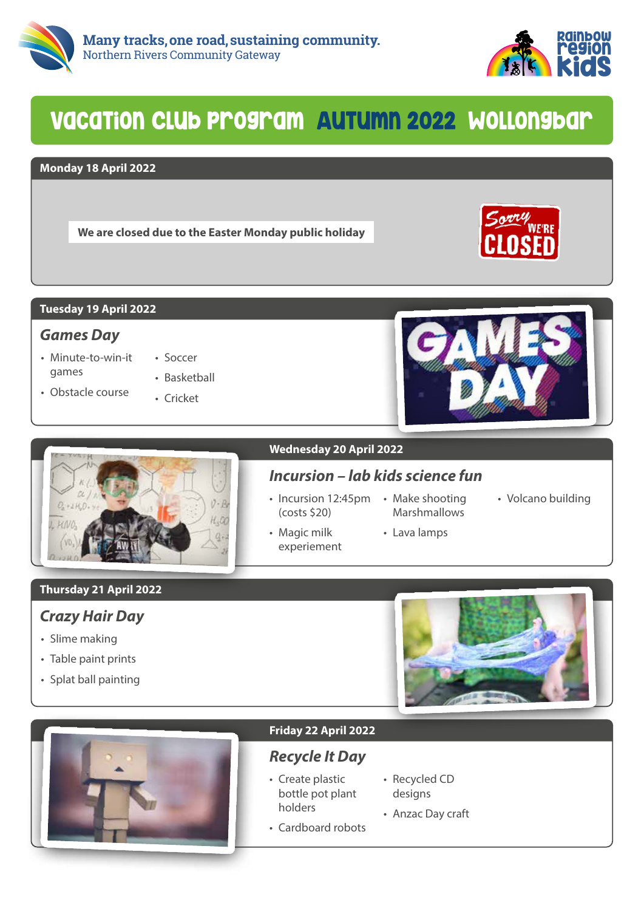**Many tracks, one road, sustaining community.**
Northern Rivers Community Gateway

Rainbow Region Kids

# Vacation Club Program Autumn 2022 Wollongbar

## Monday 18 April 2022

**We are closed due to the Easter Monday public holiday**

## Tuesday 19 April 2022

### *Games Day*

- Minute-to-win-it games
- Obstacle course
- Soccer
- Basketball
- Cricket

## Wednesday 20 April 2022

### *Incursion – lab kids science fun*

- Incursion 12:45pm (costs $20)
- Magic milk experiement
- Make shooting Marshmallows
- Lava lamps
- Volcano building

## Thursday 21 April 2022

### *Crazy Hair Day*

- Slime making
- Table paint prints
- Splat ball painting

## Friday 22 April 2022

### *Recycle It Day*

- Create plastic bottle pot plant holders
- Cardboard robots
- Recycled CD designs
- Anzac Day craft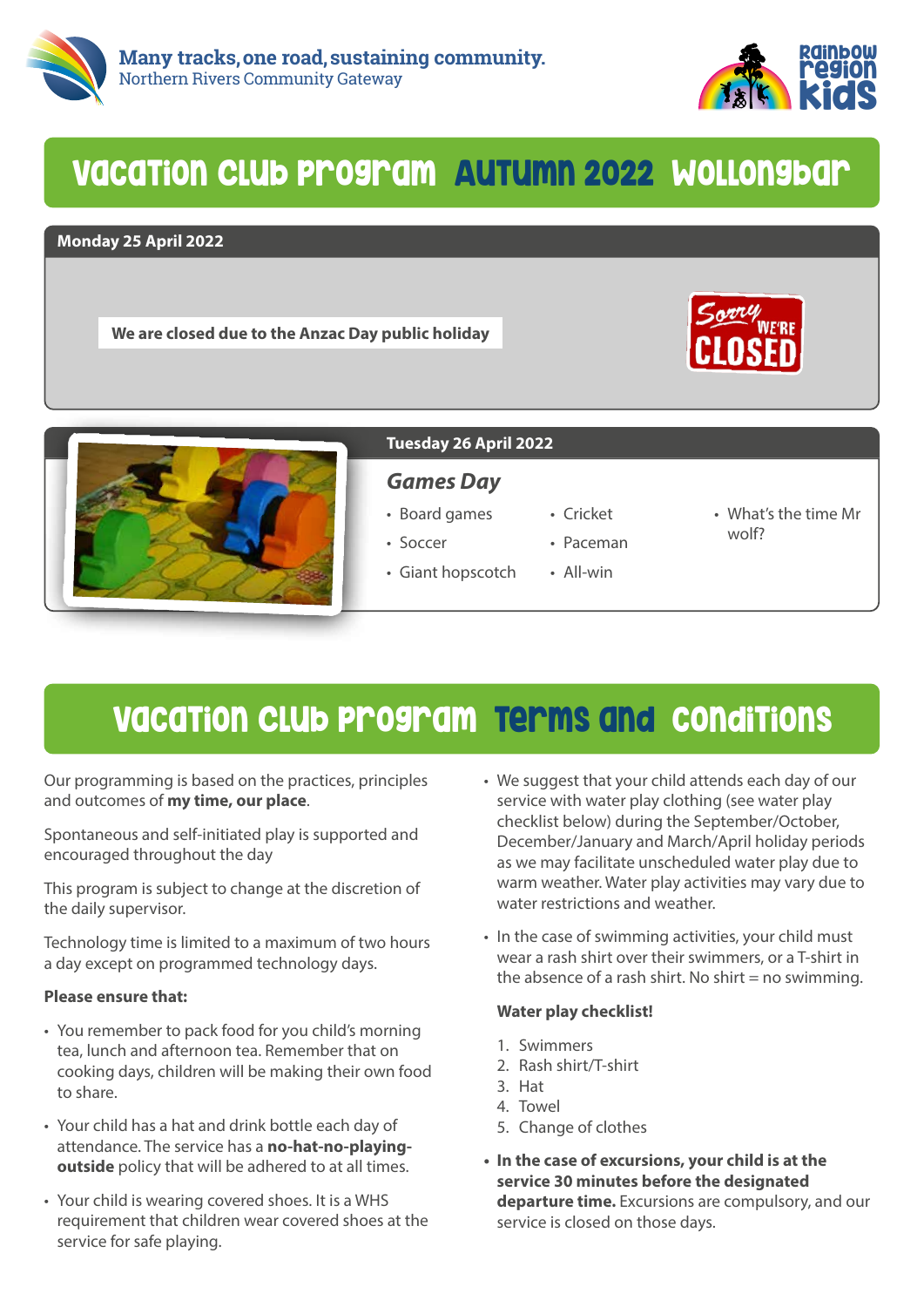Many tracks, one road, sustaining community.
Northern Rivers Community Gateway

# Vacation Club Program Autumn 2022 Wollongbar

## Monday 25 April 2022

We are closed due to the Anzac Day public holiday

## Tuesday 26 April 2022

### *Games Day*

- Board games
- Soccer
- Giant hopscotch
- Cricket
- Paceman
- All-win
- What's the time Mr wolf?

# Vacation Club Program Terms and Conditions

Our programming is based on the practices, principles and outcomes of **my time, our place**.

Spontaneous and self-initiated play is supported and encouraged throughout the day

This program is subject to change at the discretion of the daily supervisor.

Technology time is limited to a maximum of two hours a day except on programmed technology days.

**Please ensure that:**

- You remember to pack food for you child's morning tea, lunch and afternoon tea. Remember that on cooking days, children will be making their own food to share.
- Your child has a hat and drink bottle each day of attendance. The service has a **no-hat-no-playing-outside** policy that will be adhered to at all times.
- Your child is wearing covered shoes. It is a WHS requirement that children wear covered shoes at the service for safe playing.
- We suggest that your child attends each day of our service with water play clothing (see water play checklist below) during the September/October, December/January and March/April holiday periods as we may facilitate unscheduled water play due to warm weather. Water play activities may vary due to water restrictions and weather.
- In the case of swimming activities, your child must wear a rash shirt over their swimmers, or a T-shirt in the absence of a rash shirt. No shirt = no swimming.

**Water play checklist!**

1. Swimmers
2. Rash shirt/T-shirt
3. Hat
4. Towel
5. Change of clothes

- **In the case of excursions, your child is at the service 30 minutes before the designated departure time.** Excursions are compulsory, and our service is closed on those days.